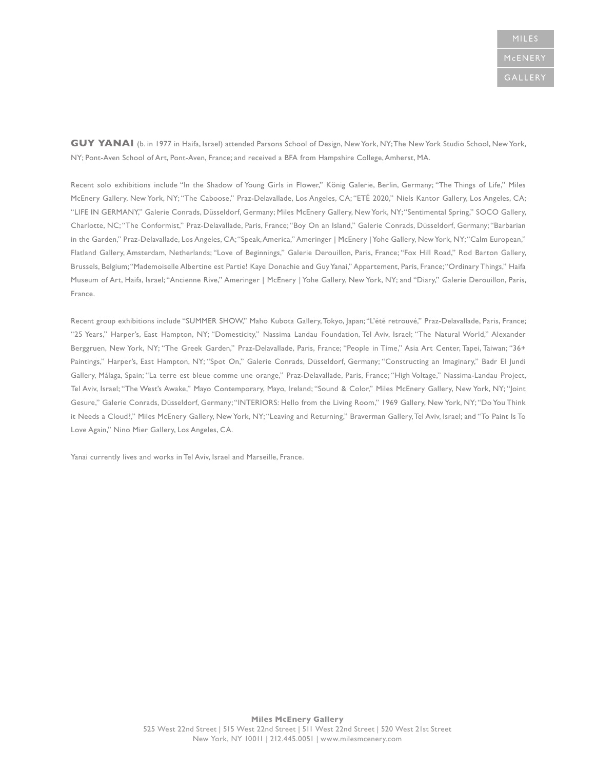**GUY YANAI** (b. in 1977 in Haifa, Israel) attended Parsons School of Design, New York, NY; The New York Studio School, New York, NY; Pont-Aven School of Art, Pont-Aven, France; and received a BFA from Hampshire College, Amherst, MA.

Recent solo exhibitions include "In the Shadow of Young Girls in Flower," König Galerie, Berlin, Germany; "The Things of Life," Miles McEnery Gallery, New York, NY; "The Caboose," Praz-Delavallade, Los Angeles, CA; "ETÉ 2020," Niels Kantor Gallery, Los Angeles, CA; "LIFE IN GERMANY," Galerie Conrads, Düsseldorf, Germany; Miles McEnery Gallery, New York, NY; "Sentimental Spring," SOCO Gallery, Charlotte, NC; "The Conformist," Praz-Delavallade, Paris, France; "Boy On an Island," Galerie Conrads, Düsseldorf, Germany; "Barbarian in the Garden," Praz-Delavallade, Los Angeles, CA; "Speak, America," Ameringer | McEnery | Yohe Gallery, New York, NY; "Calm European," Flatland Gallery, Amsterdam, Netherlands; "Love of Beginnings," Galerie Derouillon, Paris, France; "Fox Hill Road," Rod Barton Gallery, Brussels, Belgium; "Mademoiselle Albertine est Partie! Kaye Donachie and Guy Yanai," Appartement, Paris, France; "Ordinary Things," Haifa Museum of Art, Haifa, Israel; "Ancienne Rive," Ameringer | McEnery | Yohe Gallery, New York, NY; and "Diary," Galerie Derouillon, Paris, France.

Recent group exhibitions include "SUMMER SHOW," Maho Kubota Gallery, Tokyo, Japan; "L'été retrouvé," Praz-Delavallade, Paris, France; "25 Years," Harper's, East Hampton, NY; "Domesticity," Nassima Landau Foundation, Tel Aviv, Israel; "The Natural World," Alexander Berggruen, New York, NY; "The Greek Garden," Praz-Delavallade, Paris, France; "People in Time," Asia Art Center, Tapei, Taiwan; "36+ Paintings," Harper's, East Hampton, NY; "Spot On," Galerie Conrads, Düsseldorf, Germany; "Constructing an Imaginary," Badr El Jundi Gallery, Málaga, Spain; "La terre est bleue comme une orange," Praz-Delavallade, Paris, France; "High Voltage," Nassima-Landau Project, Tel Aviv, Israel; "The West's Awake," Mayo Contemporary, Mayo, Ireland; "Sound & Color," Miles McEnery Gallery, New York, NY; "Joint Gesure," Galerie Conrads, Düsseldorf, Germany; "INTERIORS: Hello from the Living Room," 1969 Gallery, New York, NY; "Do You Think it Needs a Cloud?," Miles McEnery Gallery, New York, NY; "Leaving and Returning," Braverman Gallery, Tel Aviv, Israel; and "To Paint Is To Love Again," Nino Mier Gallery, Los Angeles, CA.

Yanai currently lives and works in Tel Aviv, Israel and Marseille, France.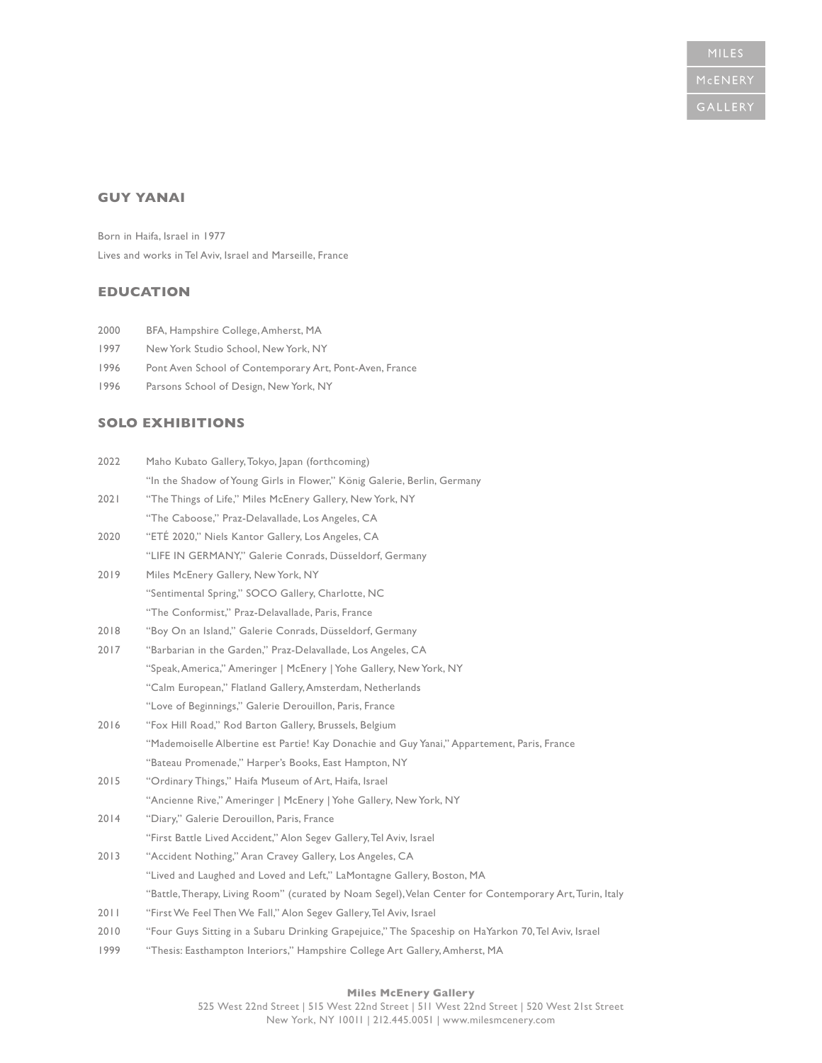## GUY YANAI

Born in Haifa, Israel in 1977

Lives and works in Tel Aviv, Israel and Marseille, France

### EDUCATION

2000 BFA, Hampshire College, Amherst, MA

1997 New York Studio School, New York, NY

1996 Pont Aven School of Contemporary Art, Pont-Aven, France

1996 Parsons School of Design, New York, NY

### SOLO EXHIBITIONS

2022 Maho Kubato Gallery, Tokyo, Japan (forthcoming)

"In the Shadow of Young Girls in Flower," König Galerie, Berlin, Germany

2021 "The Things of Life," Miles McEnery Gallery, New York, NY

"The Caboose," Praz-Delavallade, Los Angeles, CA

2020 "ETÉ 2020," Niels Kantor Gallery, Los Angeles, CA

"LIFE IN GERMANY," Galerie Conrads, Düsseldorf, Germany

2019 Miles McEnery Gallery, New York, NY

"Sentimental Spring," SOCO Gallery, Charlotte, NC

"The Conformist," Praz-Delavallade, Paris, France

2018 "Boy On an Island," Galerie Conrads, Düsseldorf, Germany

2017 "Barbarian in the Garden," Praz-Delavallade, Los Angeles, CA

"Speak, America," Ameringer | McEnery | Yohe Gallery, New York, NY

"Calm European," Flatland Gallery, Amsterdam, Netherlands

"Love of Beginnings," Galerie Derouillon, Paris, France

2016 "Fox Hill Road," Rod Barton Gallery, Brussels, Belgium

"Mademoiselle Albertine est Partie! Kay Donachie and Guy Yanai," Appartement, Paris, France

"Bateau Promenade," Harper's Books, East Hampton, NY

2015 "Ordinary Things," Haifa Museum of Art, Haifa, Israel

"Ancienne Rive," Ameringer | McEnery | Yohe Gallery, New York, NY

2014 "Diary," Galerie Derouillon, Paris, France

"First Battle Lived Accident," Alon Segev Gallery, Tel Aviv, Israel

2013 "Accident Nothing," Aran Cravey Gallery, Los Angeles, CA

"Lived and Laughed and Loved and Left," LaMontagne Gallery, Boston, MA

"Battle, Therapy, Living Room" (curated by Noam Segel), Velan Center for Contemporary Art, Turin, Italy

2011 "First We Feel Then We Fall," Alon Segev Gallery, Tel Aviv, Israel

2010 "Four Guys Sitting in a Subaru Drinking Grapejuice," The Spaceship on HaYarkon 70, Tel Aviv, Israel

1999 "Thesis: Easthampton Interiors," Hampshire College Art Gallery, Amherst, MA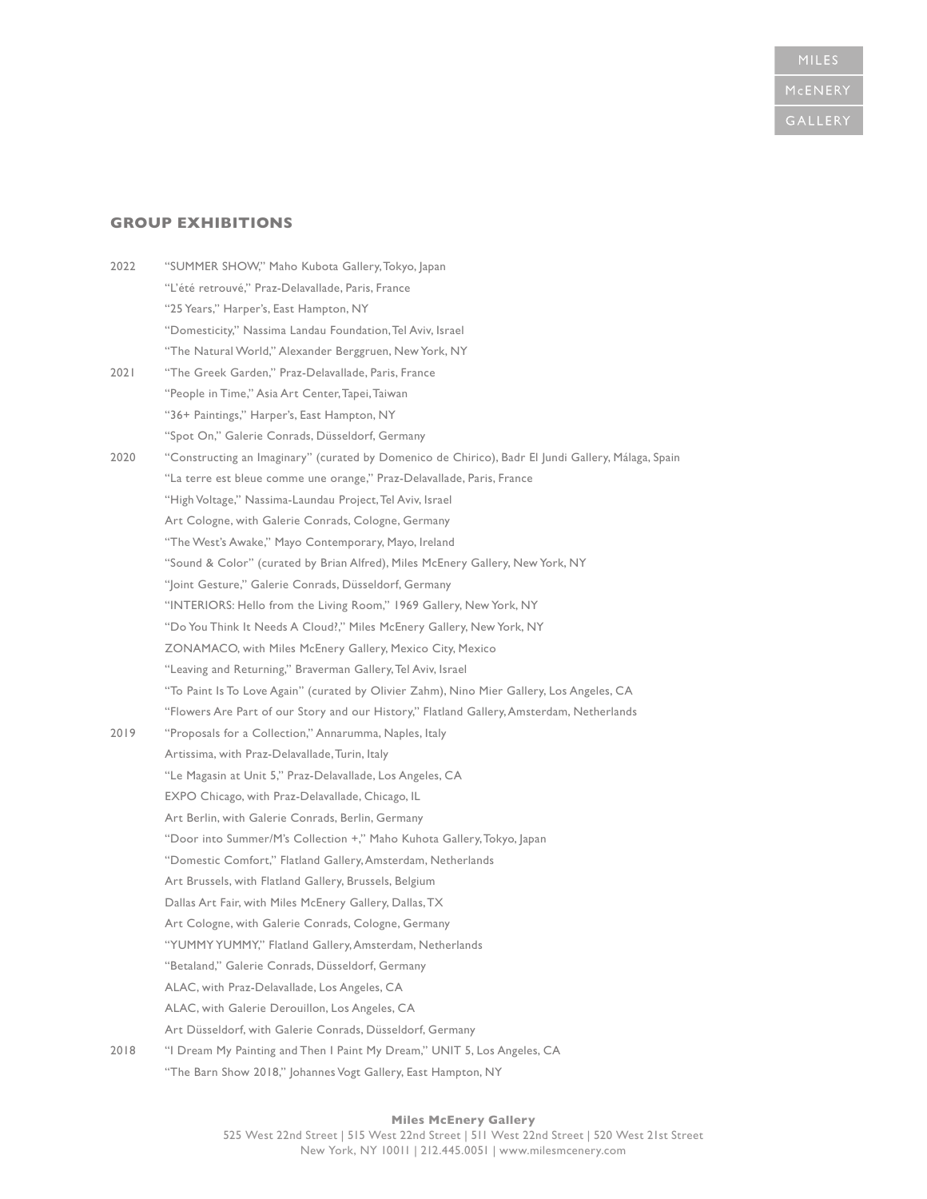## GROUP EXHIBITIONS

2022 "SUMMER SHOW," Maho Kubota Gallery, Tokyo, Japan
"L'été retrouvé," Praz-Delavallade, Paris, France
"25 Years," Harper's, East Hampton, NY
"Domesticity," Nassima Landau Foundation, Tel Aviv, Israel
"The Natural World," Alexander Berggruen, New York, NY

2021 "The Greek Garden," Praz-Delavallade, Paris, France
"People in Time," Asia Art Center, Tapei, Taiwan
"36+ Paintings," Harper's, East Hampton, NY
"Spot On," Galerie Conrads, Düsseldorf, Germany

2020 "Constructing an Imaginary" (curated by Domenico de Chirico), Badr El Jundi Gallery, Málaga, Spain
"La terre est bleue comme une orange," Praz-Delavallade, Paris, France
"High Voltage," Nassima-Laundau Project, Tel Aviv, Israel
Art Cologne, with Galerie Conrads, Cologne, Germany
"The West's Awake," Mayo Contemporary, Mayo, Ireland
"Sound & Color" (curated by Brian Alfred), Miles McEnery Gallery, New York, NY
"Joint Gesture," Galerie Conrads, Düsseldorf, Germany
"INTERIORS: Hello from the Living Room," 1969 Gallery, New York, NY
"Do You Think It Needs A Cloud?," Miles McEnery Gallery, New York, NY
ZONAMACO, with Miles McEnery Gallery, Mexico City, Mexico
"Leaving and Returning," Braverman Gallery, Tel Aviv, Israel
"To Paint Is To Love Again" (curated by Olivier Zahm), Nino Mier Gallery, Los Angeles, CA
"Flowers Are Part of our Story and our History," Flatland Gallery, Amsterdam, Netherlands

2019 "Proposals for a Collection," Annarumma, Naples, Italy
Artissima, with Praz-Delavallade, Turin, Italy
"Le Magasin at Unit 5," Praz-Delavallade, Los Angeles, CA
EXPO Chicago, with Praz-Delavallade, Chicago, IL
Art Berlin, with Galerie Conrads, Berlin, Germany
"Door into Summer/M's Collection +," Maho Kuhota Gallery, Tokyo, Japan
"Domestic Comfort," Flatland Gallery, Amsterdam, Netherlands
Art Brussels, with Flatland Gallery, Brussels, Belgium
Dallas Art Fair, with Miles McEnery Gallery, Dallas, TX
Art Cologne, with Galerie Conrads, Cologne, Germany
"YUMMY YUMMY," Flatland Gallery, Amsterdam, Netherlands
"Betaland," Galerie Conrads, Düsseldorf, Germany
ALAC, with Praz-Delavallade, Los Angeles, CA
ALAC, with Galerie Derouillon, Los Angeles, CA
Art Düsseldorf, with Galerie Conrads, Düsseldorf, Germany

2018 "I Dream My Painting and Then I Paint My Dream," UNIT 5, Los Angeles, CA
"The Barn Show 2018," Johannes Vogt Gallery, East Hampton, NY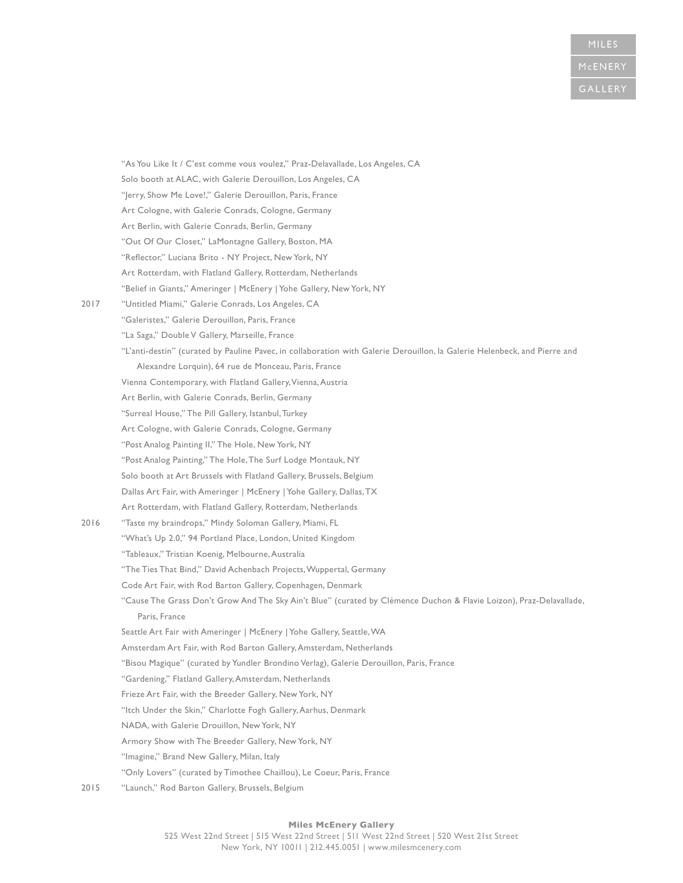"As You Like It / C'est comme vous voulez," Praz-Delavallade, Los Angeles, CA
Solo booth at ALAC, with Galerie Derouillon, Los Angeles, CA
"Jerry, Show Me Love!," Galerie Derouillon, Paris, France
Art Cologne, with Galerie Conrads, Cologne, Germany
Art Berlin, with Galerie Conrads, Berlin, Germany
"Out Of Our Closet," LaMontagne Gallery, Boston, MA
"Reflector," Luciana Brito - NY Project, New York, NY
Art Rotterdam, with Flatland Gallery, Rotterdam, Netherlands
"Belief in Giants," Ameringer | McEnery | Yohe Gallery, New York, NY

2017 "Untitled Miami," Galerie Conrads, Los Angeles, CA
"Galeristes," Galerie Derouillon, Paris, France
"La Saga," Double V Gallery, Marseille, France
"L'anti-destin" (curated by Pauline Pavec, in collaboration with Galerie Derouillon, la Galerie Helenbeck, and Pierre and Alexandre Lorquin), 64 rue de Monceau, Paris, France
Vienna Contemporary, with Flatland Gallery, Vienna, Austria
Art Berlin, with Galerie Conrads, Berlin, Germany
"Surreal House," The Pill Gallery, Istanbul, Turkey
Art Cologne, with Galerie Conrads, Cologne, Germany
"Post Analog Painting II," The Hole, New York, NY
"Post Analog Painting," The Hole, The Surf Lodge Montauk, NY
Solo booth at Art Brussels with Flatland Gallery, Brussels, Belgium
Dallas Art Fair, with Ameringer | McEnery | Yohe Gallery, Dallas, TX
Art Rotterdam, with Flatland Gallery, Rotterdam, Netherlands

2016 "Taste my braindrops," Mindy Soloman Gallery, Miami, FL
"What's Up 2.0," 94 Portland Place, London, United Kingdom
"Tableaux," Tristian Koenig, Melbourne, Australia
"The Ties That Bind," David Achenbach Projects, Wuppertal, Germany
Code Art Fair, with Rod Barton Gallery, Copenhagen, Denmark
"Cause The Grass Don't Grow And The Sky Ain't Blue" (curated by Clémence Duchon & Flavie Loizon), Praz-Delavallade, Paris, France
Seattle Art Fair with Ameringer | McEnery | Yohe Gallery, Seattle, WA
Amsterdam Art Fair, with Rod Barton Gallery, Amsterdam, Netherlands
"Bisou Magique" (curated by Yundler Brondino Verlag), Galerie Derouillon, Paris, France
"Gardening," Flatland Gallery, Amsterdam, Netherlands
Frieze Art Fair, with the Breeder Gallery, New York, NY
"Itch Under the Skin," Charlotte Fogh Gallery, Aarhus, Denmark
NADA, with Galerie Drouillon, New York, NY
Armory Show with The Breeder Gallery, New York, NY
"Imagine," Brand New Gallery, Milan, Italy
"Only Lovers" (curated by Timothee Chaillou), Le Coeur, Paris, France

2015 "Launch," Rod Barton Gallery, Brussels, Belgium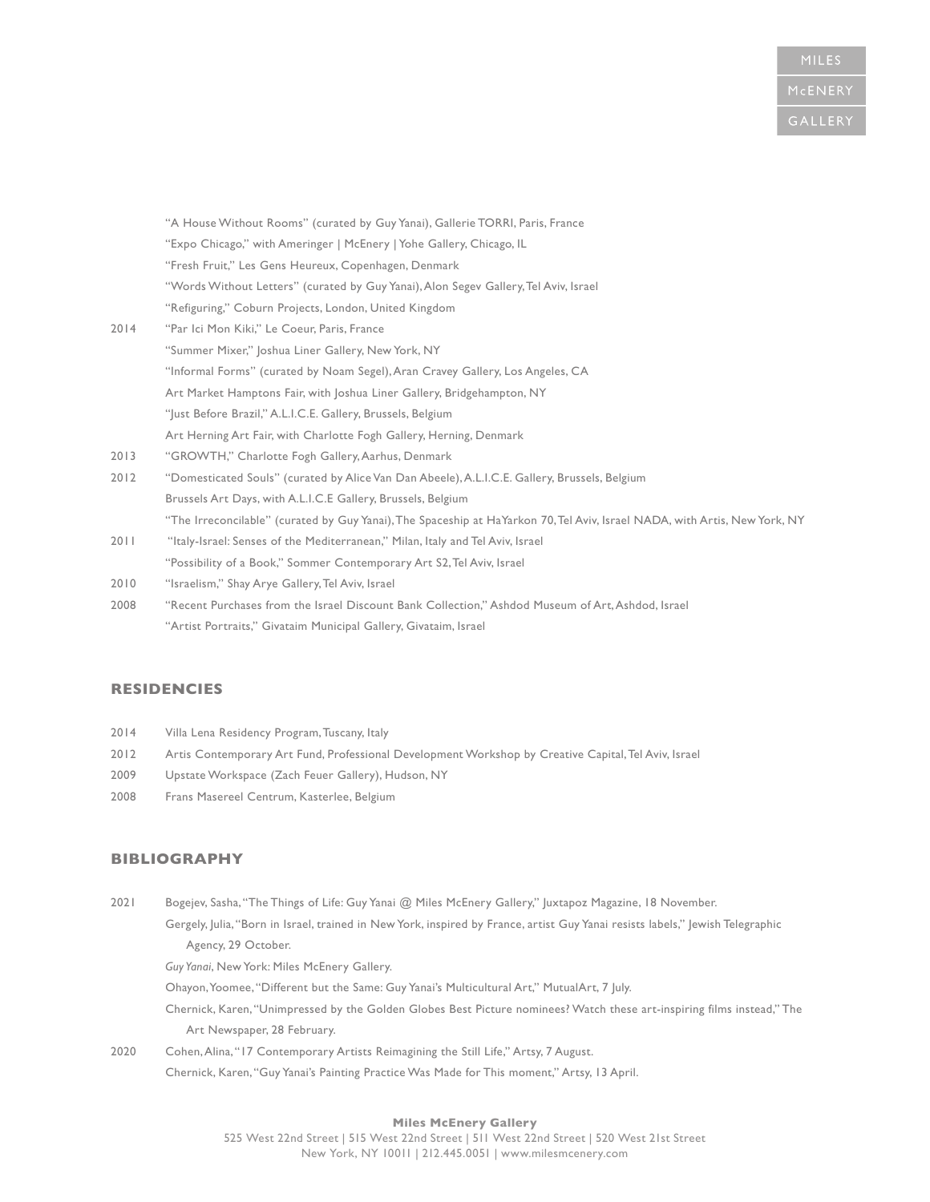"A House Without Rooms" (curated by Guy Yanai), Gallerie TORRI, Paris, France
"Expo Chicago," with Ameringer | McEnery | Yohe Gallery, Chicago, IL
"Fresh Fruit," Les Gens Heureux, Copenhagen, Denmark
"Words Without Letters" (curated by Guy Yanai), Alon Segev Gallery, Tel Aviv, Israel
"Refiguring," Coburn Projects, London, United Kingdom

2014 "Par Ici Mon Kiki," Le Coeur, Paris, France
"Summer Mixer," Joshua Liner Gallery, New York, NY
"Informal Forms" (curated by Noam Segel), Aran Cravey Gallery, Los Angeles, CA
Art Market Hamptons Fair, with Joshua Liner Gallery, Bridgehampton, NY
"Just Before Brazil," A.L.I.C.E. Gallery, Brussels, Belgium
Art Herning Art Fair, with Charlotte Fogh Gallery, Herning, Denmark

2013 "GROWTH," Charlotte Fogh Gallery, Aarhus, Denmark

2012 "Domesticated Souls" (curated by Alice Van Dan Abeele), A.L.I.C.E. Gallery, Brussels, Belgium
Brussels Art Days, with A.L.I.C.E Gallery, Brussels, Belgium
"The Irreconcilable" (curated by Guy Yanai), The Spaceship at HaYarkon 70, Tel Aviv, Israel NADA, with Artis, New York, NY

2011 "Italy-Israel: Senses of the Mediterranean," Milan, Italy and Tel Aviv, Israel
"Possibility of a Book," Sommer Contemporary Art S2, Tel Aviv, Israel

2010 "Israelism," Shay Arye Gallery, Tel Aviv, Israel

2008 "Recent Purchases from the Israel Discount Bank Collection," Ashdod Museum of Art, Ashdod, Israel
"Artist Portraits," Givataim Municipal Gallery, Givataim, Israel

## RESIDENCIES

2014 Villa Lena Residency Program, Tuscany, Italy

2012 Artis Contemporary Art Fund, Professional Development Workshop by Creative Capital, Tel Aviv, Israel

2009 Upstate Workspace (Zach Feuer Gallery), Hudson, NY

2008 Frans Masereel Centrum, Kasterlee, Belgium

## BIBLIOGRAPHY

2021 Bogejev, Sasha, "The Things of Life: Guy Yanai @ Miles McEnery Gallery," Juxtapoz Magazine, 18 November.
Gergely, Julia, "Born in Israel, trained in New York, inspired by France, artist Guy Yanai resists labels," Jewish Telegraphic Agency, 29 October.
*Guy Yanai*, New York: Miles McEnery Gallery.
Ohayon, Yoomee, "Different but the Same: Guy Yanai's Multicultural Art," MutualArt, 7 July.
Chernick, Karen, "Unimpressed by the Golden Globes Best Picture nominees? Watch these art-inspiring films instead," The Art Newspaper, 28 February.

2020 Cohen, Alina, "17 Contemporary Artists Reimagining the Still Life," Artsy, 7 August.
Chernick, Karen, "Guy Yanai's Painting Practice Was Made for This moment," Artsy, 13 April.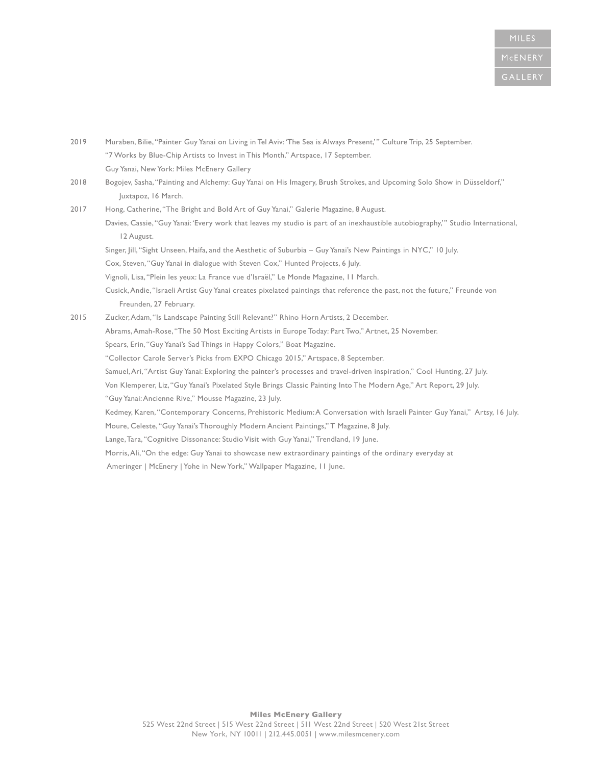2019 Muraben, Bilie, "Painter Guy Yanai on Living in Tel Aviv: 'The Sea is Always Present,'" Culture Trip, 25 September.

"7 Works by Blue-Chip Artists to Invest in This Month," Artspace, 17 September.

Guy Yanai, New York: Miles McEnery Gallery

2018 Bogojev, Sasha, "Painting and Alchemy: Guy Yanai on His Imagery, Brush Strokes, and Upcoming Solo Show in Düsseldorf," Juxtapoz, 16 March.

2017 Hong, Catherine, "The Bright and Bold Art of Guy Yanai," Galerie Magazine, 8 August.

Davies, Cassie, "Guy Yanai: 'Every work that leaves my studio is part of an inexhaustible autobiography,'" Studio International, 12 August.

Singer, Jill, "Sight Unseen, Haifa, and the Aesthetic of Suburbia – Guy Yanai's New Paintings in NYC," 10 July.

Cox, Steven, "Guy Yanai in dialogue with Steven Cox," Hunted Projects, 6 July.

Vignoli, Lisa, "Plein les yeux: La France vue d'Israël," Le Monde Magazine, 11 March.

Cusick, Andie, "Israeli Artist Guy Yanai creates pixelated paintings that reference the past, not the future," Freunde von Freunden, 27 February.

2015 Zucker, Adam, "Is Landscape Painting Still Relevant?" Rhino Horn Artists, 2 December.

Abrams, Amah-Rose, "The 50 Most Exciting Artists in Europe Today: Part Two," Artnet, 25 November.

Spears, Erin, "Guy Yanai's Sad Things in Happy Colors," Boat Magazine.

"Collector Carole Server's Picks from EXPO Chicago 2015," Artspace, 8 September.

Samuel, Ari, "Artist Guy Yanai: Exploring the painter's processes and travel-driven inspiration," Cool Hunting, 27 July.

Von Klemperer, Liz, "Guy Yanai's Pixelated Style Brings Classic Painting Into The Modern Age," Art Report, 29 July.

"Guy Yanai: Ancienne Rive," Mousse Magazine, 23 July.

Kedmey, Karen, "Contemporary Concerns, Prehistoric Medium: A Conversation with Israeli Painter Guy Yanai," Artsy, 16 July.

Moure, Celeste, "Guy Yanai's Thoroughly Modern Ancient Paintings," T Magazine, 8 July.

Lange, Tara, "Cognitive Dissonance: Studio Visit with Guy Yanai," Trendland, 19 June.

Morris, Ali, "On the edge: Guy Yanai to showcase new extraordinary paintings of the ordinary everyday at Ameringer | McEnery | Yohe in New York," Wallpaper Magazine, 11 June.